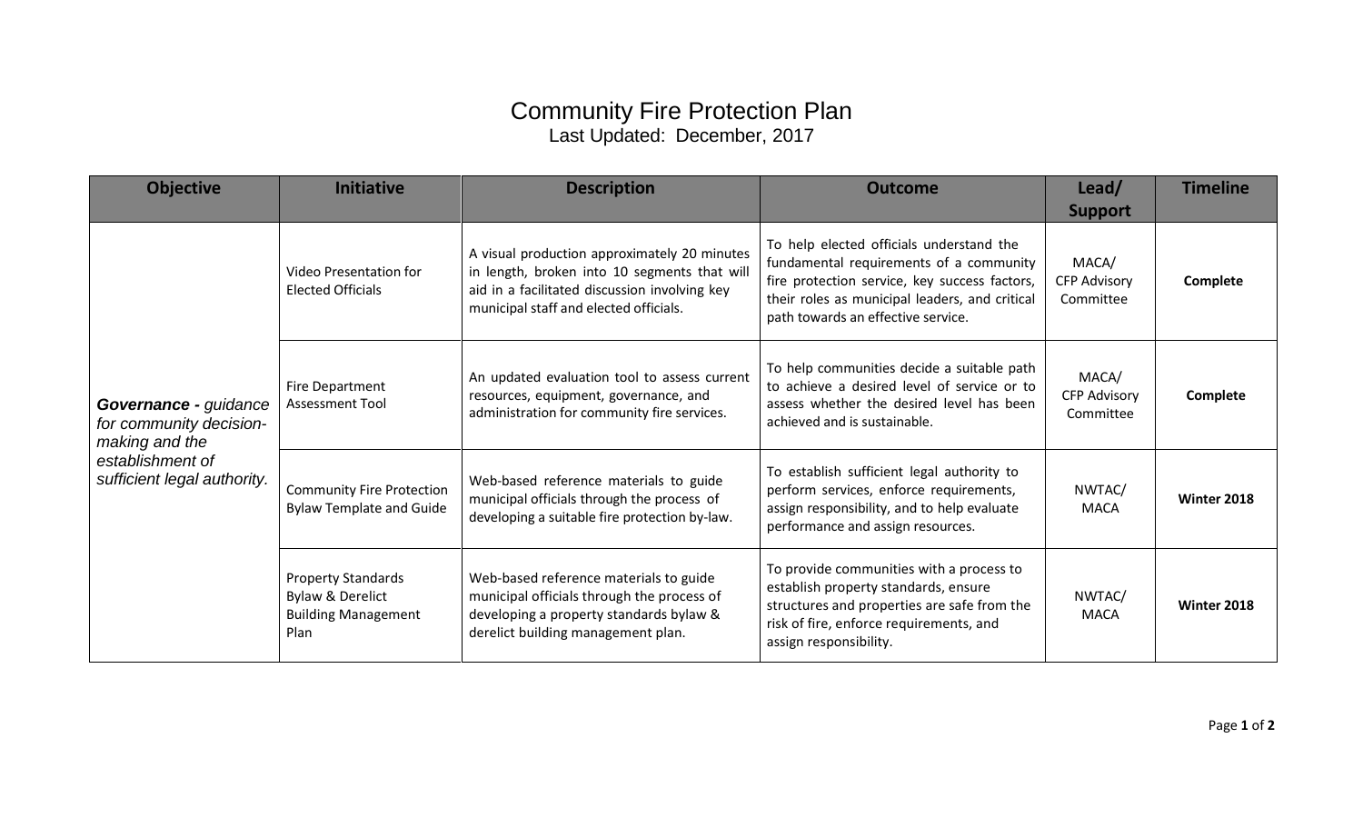# Community Fire Protection Plan

Last Updated: December, 2017

| Objective | Initiative | Description | Outcome | Lead/ Support | Timeline |
|---|---|---|---|---|---|
| ***Governance** - guidance for community decision-making and the establishment of sufficient legal authority.* | Video Presentation for Elected Officials | A visual production approximately 20 minutes in length, broken into 10 segments that will aid in a facilitated discussion involving key municipal staff and elected officials. | To help elected officials understand the fundamental requirements of a community fire protection service, key success factors, their roles as municipal leaders, and critical path towards an effective service. | MACA/ CFP Advisory Committee | **Complete** |
| | Fire Department Assessment Tool | An updated evaluation tool to assess current resources, equipment, governance, and administration for community fire services. | To help communities decide a suitable path to achieve a desired level of service or to assess whether the desired level has been achieved and is sustainable. | MACA/ CFP Advisory Committee | **Complete** |
| | Community Fire Protection Bylaw Template and Guide | Web-based reference materials to guide municipal officials through the process of developing a suitable fire protection by-law. | To establish sufficient legal authority to perform services, enforce requirements, assign responsibility, and to help evaluate performance and assign resources. | NWTAC/ MACA | **Winter 2018** |
| | Property Standards Bylaw & Derelict Building Management Plan | Web-based reference materials to guide municipal officials through the process of developing a property standards bylaw & derelict building management plan. | To provide communities with a process to establish property standards, ensure structures and properties are safe from the risk of fire, enforce requirements, and assign responsibility. | NWTAC/ MACA | **Winter 2018** |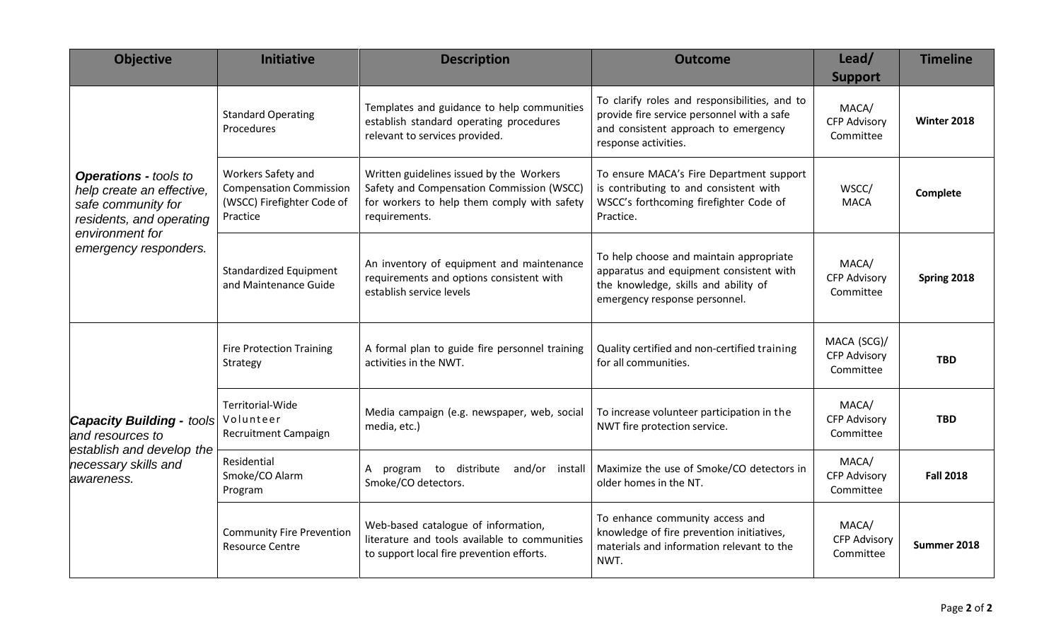| Objective | Initiative | Description | Outcome | Lead/ Support | Timeline |
|---|---|---|---|---|---|
| ***Operations -*** *tools to help create an effective, safe community for residents, and operating environment for emergency responders.* | Standard Operating Procedures | Templates and guidance to help communities establish standard operating procedures relevant to services provided. | To clarify roles and responsibilities, and to provide fire service personnel with a safe and consistent approach to emergency response activities. | MACA/ CFP Advisory Committee | **Winter 2018** |
| | Workers Safety and Compensation Commission (WSCC) Firefighter Code of Practice | Written guidelines issued by the Workers Safety and Compensation Commission (WSCC) for workers to help them comply with safety requirements. | To ensure MACA's Fire Department support is contributing to and consistent with WSCC's forthcoming firefighter Code of Practice. | WSCC/ MACA | **Complete** |
| | Standardized Equipment and Maintenance Guide | An inventory of equipment and maintenance requirements and options consistent with establish service levels | To help choose and maintain appropriate apparatus and equipment consistent with the knowledge, skills and ability of emergency response personnel. | MACA/ CFP Advisory Committee | **Spring 2018** |
| ***Capacity Building -*** *tools and resources to establish and develop the necessary skills and awareness.* | Fire Protection Training Strategy | A formal plan to guide fire personnel training activities in the NWT. | Quality certified and non-certified training for all communities. | MACA (SCG)/ CFP Advisory Committee | **TBD** |
| | Territorial-Wide Volunteer Recruitment Campaign | Media campaign (e.g. newspaper, web, social media, etc.) | To increase volunteer participation in the NWT fire protection service. | MACA/ CFP Advisory Committee | **TBD** |
| | Residential Smoke/CO Alarm Program | A program to distribute and/or install Smoke/CO detectors. | Maximize the use of Smoke/CO detectors in older homes in the NT. | MACA/ CFP Advisory Committee | **Fall 2018** |
| | Community Fire Prevention Resource Centre | Web-based catalogue of information, literature and tools available to communities to support local fire prevention efforts. | To enhance community access and knowledge of fire prevention initiatives, materials and information relevant to the NWT. | MACA/ CFP Advisory Committee | **Summer 2018** |